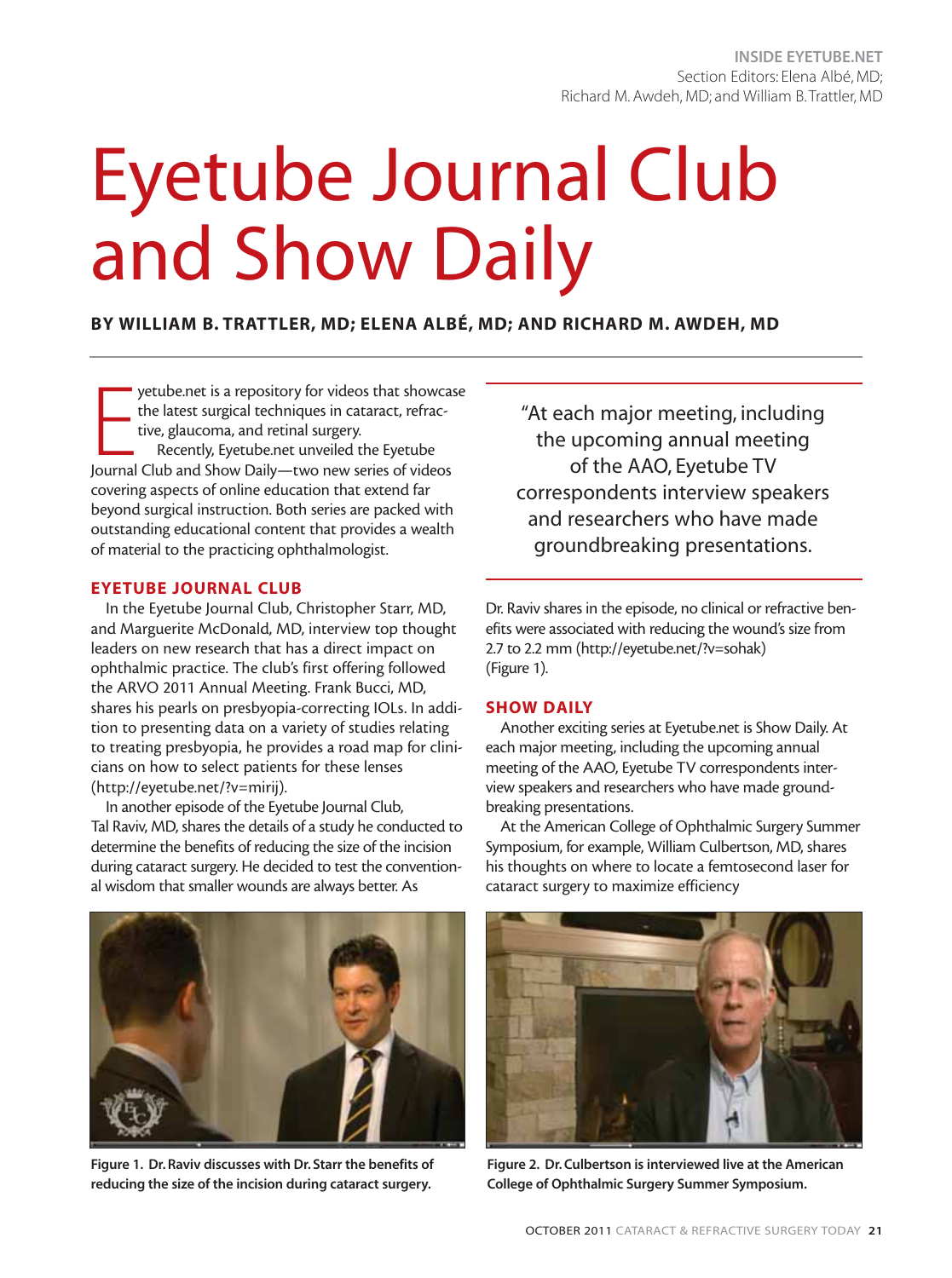INSIDE EYETUBE.NET

Section Editors: Elena Albé, MD; Richard M. Awdeh, MD; and William B. Trattler, MD

# Eyetube Journal Club and Show Daily

**BY WILLIAM B. TRATTLER, MD; ELENA ALBÉ, MD; AND RICHARD M. AWDEH, MD**

Eyetube.net is a repository for videos that showcase the latest surgical techniques in cataract, refractive, glaucoma, and retinal surgery.

Recently, Eyetube.net unveiled the Eyetube Journal Club and Show Daily—two new series of videos covering aspects of online education that extend far beyond surgical instruction. Both series are packed with outstanding educational content that provides a wealth of material to the practicing ophthalmologist.

## EYETUBE JOURNAL CLUB

In the Eyetube Journal Club, Christopher Starr, MD, and Marguerite McDonald, MD, interview top thought leaders on new research that has a direct impact on ophthalmic practice. The club's first offering followed the ARVO 2011 Annual Meeting. Frank Bucci, MD, shares his pearls on presbyopia-correcting IOLs. In addition to presenting data on a variety of studies relating to treating presbyopia, he provides a road map for clinicians on how to select patients for these lenses (http://eyetube.net/?v=mirij).

In another episode of the Eyetube Journal Club, Tal Raviv, MD, shares the details of a study he conducted to determine the benefits of reducing the size of the incision during cataract surgery. He decided to test the conventional wisdom that smaller wounds are always better. As Dr. Raviv shares in the episode, no clinical or refractive benefits were associated with reducing the wound's size from 2.7 to 2.2 mm (http://eyetube.net/?v=sohak) (Figure 1).

> "At each major meeting, including the upcoming annual meeting of the AAO, Eyetube TV correspondents interview speakers and researchers who have made groundbreaking presentations.

## SHOW DAILY

Another exciting series at Eyetube.net is Show Daily. At each major meeting, including the upcoming annual meeting of the AAO, Eyetube TV correspondents interview speakers and researchers who have made groundbreaking presentations.

At the American College of Ophthalmic Surgery Summer Symposium, for example, William Culbertson, MD, shares his thoughts on where to locate a femtosecond laser for cataract surgery to maximize efficiency

**Figure 1. Dr. Raviv discusses with Dr. Starr the benefits of reducing the size of the incision during cataract surgery.**

**Figure 2. Dr. Culbertson is interviewed live at the American College of Ophthalmic Surgery Summer Symposium.**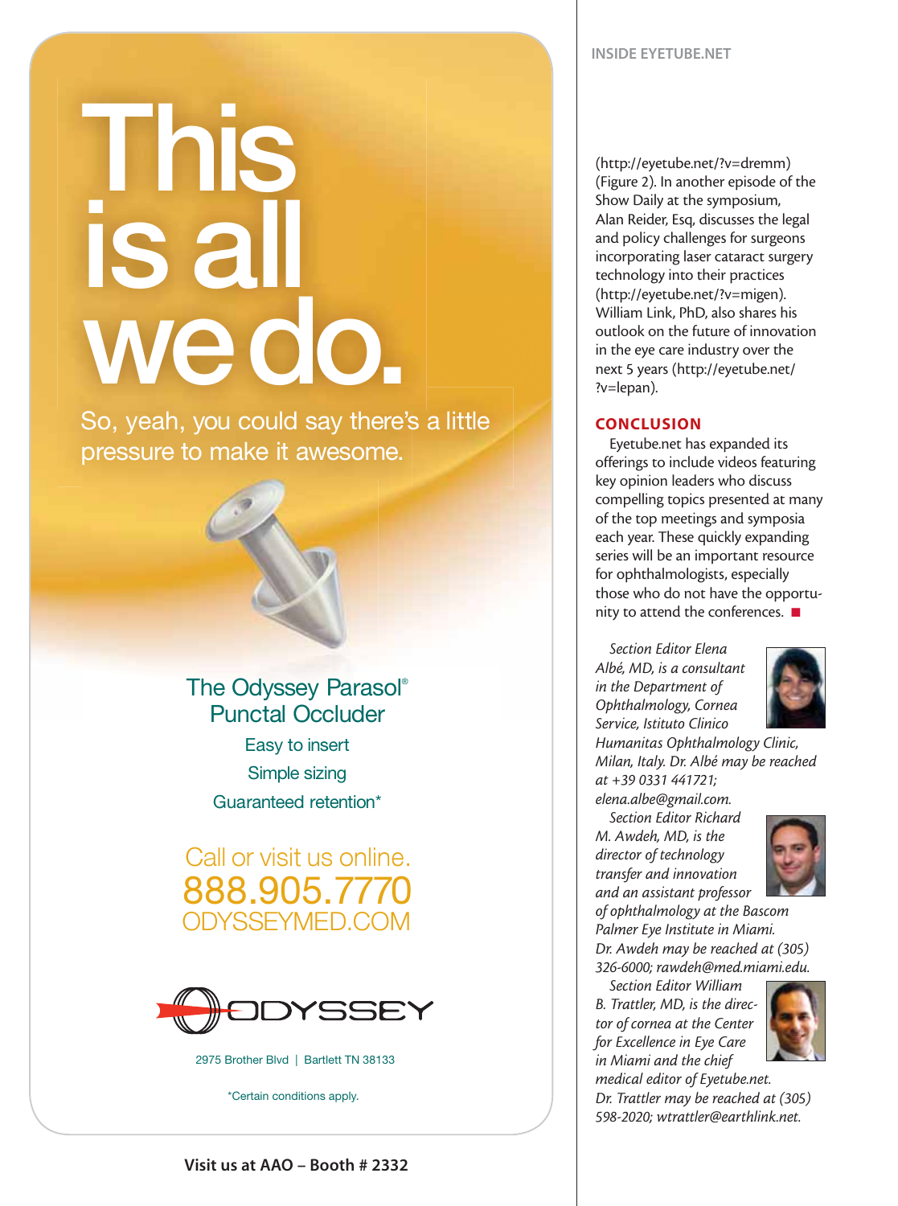This is all we do.

So, yeah, you could say there's a little pressure to make it awesome.

The Odyssey Parasol® Punctal Occluder

Easy to insert

Simple sizing

Guaranteed retention*

Call or visit us online.

888.905.7770

ODYSSEYMED.COM

ODYSSEY

2975 Brother Blvd | Bartlett TN 38133

*Certain conditions apply.

Visit us at AAO – Booth # 2332

(http://eyetube.net/?v=dremm) (Figure 2). In another episode of the Show Daily at the symposium, Alan Reider, Esq, discusses the legal and policy challenges for surgeons incorporating laser cataract surgery technology into their practices (http://eyetube.net/?v=migen). William Link, PhD, also shares his outlook on the future of innovation in the eye care industry over the next 5 years (http://eyetube.net/?v=lepan).

## CONCLUSION

Eyetube.net has expanded its offerings to include videos featuring key opinion leaders who discuss compelling topics presented at many of the top meetings and symposia each year. These quickly expanding series will be an important resource for ophthalmologists, especially those who do not have the opportunity to attend the conferences. ■

*Section Editor Elena Albé, MD, is a consultant in the Department of Ophthalmology, Cornea Service, Istituto Clinico Humanitas Ophthalmology Clinic, Milan, Italy. Dr. Albé may be reached at +39 0331 441721; elena.albe@gmail.com.*

*Section Editor Richard M. Awdeh, MD, is the director of technology transfer and innovation and an assistant professor of ophthalmology at the Bascom Palmer Eye Institute in Miami. Dr. Awdeh may be reached at (305) 326-6000; rawdeh@med.miami.edu.*

*Section Editor William B. Trattler, MD, is the director of cornea at the Center for Excellence in Eye Care in Miami and the chief medical editor of Eyetube.net. Dr. Trattler may be reached at (305) 598-2020; wtrattler@earthlink.net.*